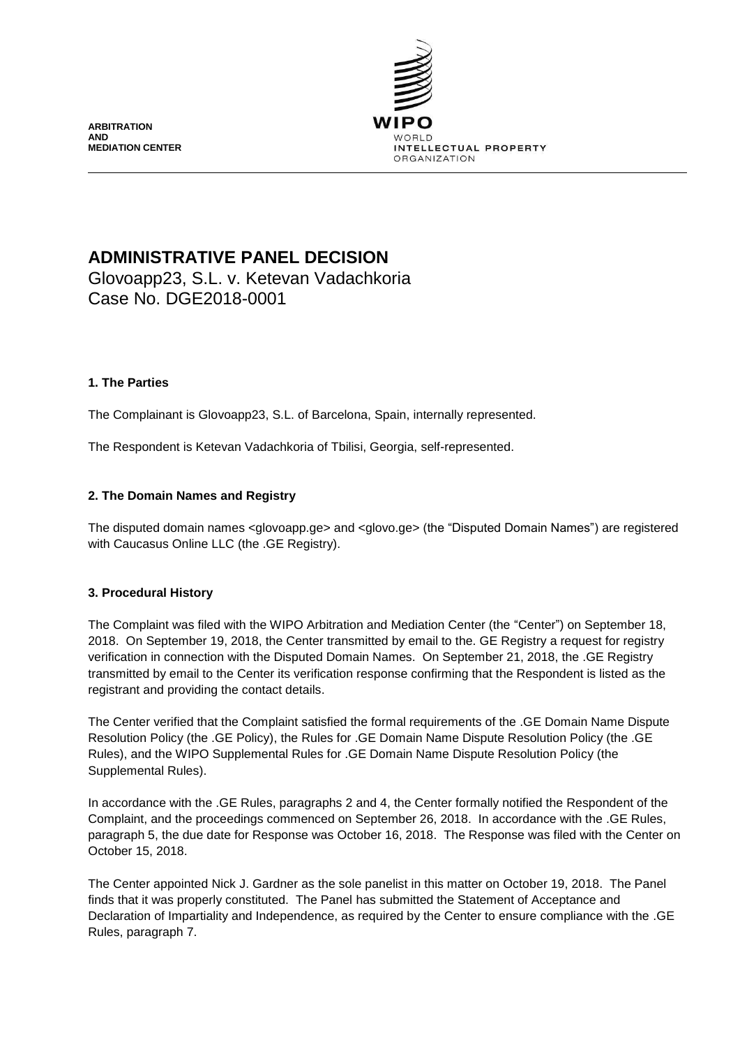**ARBITRATION AND MEDIATION CENTER**

WIPO WORLD INTELLECTUAL PROPERTY ORGANIZATION

# ADMINISTRATIVE PANEL DECISION

Glovoapp23, S.L. v. Ketevan Vadachkoria
Case No. DGE2018-0001

## 1. The Parties

The Complainant is Glovoapp23, S.L. of Barcelona, Spain, internally represented.

The Respondent is Ketevan Vadachkoria of Tbilisi, Georgia, self-represented.

## 2. The Domain Names and Registry

The disputed domain names <glovoapp.ge> and <glovo.ge> (the "Disputed Domain Names") are registered with Caucasus Online LLC (the .GE Registry).

## 3. Procedural History

The Complaint was filed with the WIPO Arbitration and Mediation Center (the "Center") on September 18, 2018. On September 19, 2018, the Center transmitted by email to the. GE Registry a request for registry verification in connection with the Disputed Domain Names. On September 21, 2018, the .GE Registry transmitted by email to the Center its verification response confirming that the Respondent is listed as the registrant and providing the contact details.

The Center verified that the Complaint satisfied the formal requirements of the .GE Domain Name Dispute Resolution Policy (the .GE Policy), the Rules for .GE Domain Name Dispute Resolution Policy (the .GE Rules), and the WIPO Supplemental Rules for .GE Domain Name Dispute Resolution Policy (the Supplemental Rules).

In accordance with the .GE Rules, paragraphs 2 and 4, the Center formally notified the Respondent of the Complaint, and the proceedings commenced on September 26, 2018. In accordance with the .GE Rules, paragraph 5, the due date for Response was October 16, 2018. The Response was filed with the Center on October 15, 2018.

The Center appointed Nick J. Gardner as the sole panelist in this matter on October 19, 2018. The Panel finds that it was properly constituted. The Panel has submitted the Statement of Acceptance and Declaration of Impartiality and Independence, as required by the Center to ensure compliance with the .GE Rules, paragraph 7.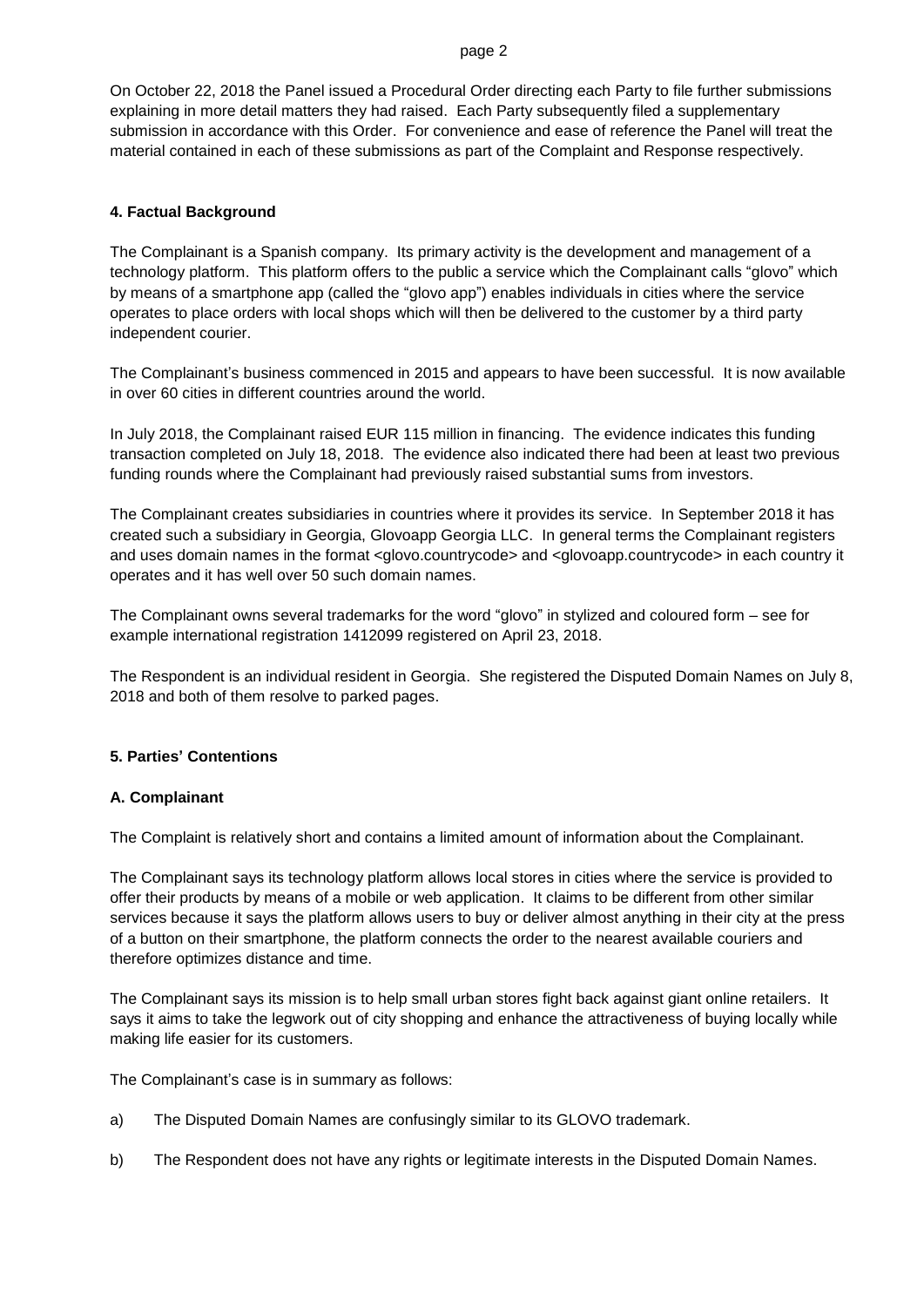On October 22, 2018 the Panel issued a Procedural Order directing each Party to file further submissions explaining in more detail matters they had raised. Each Party subsequently filed a supplementary submission in accordance with this Order. For convenience and ease of reference the Panel will treat the material contained in each of these submissions as part of the Complaint and Response respectively.

## 4. Factual Background

The Complainant is a Spanish company. Its primary activity is the development and management of a technology platform. This platform offers to the public a service which the Complainant calls "glovo" which by means of a smartphone app (called the "glovo app") enables individuals in cities where the service operates to place orders with local shops which will then be delivered to the customer by a third party independent courier.

The Complainant's business commenced in 2015 and appears to have been successful. It is now available in over 60 cities in different countries around the world.

In July 2018, the Complainant raised EUR 115 million in financing. The evidence indicates this funding transaction completed on July 18, 2018. The evidence also indicated there had been at least two previous funding rounds where the Complainant had previously raised substantial sums from investors.

The Complainant creates subsidiaries in countries where it provides its service. In September 2018 it has created such a subsidiary in Georgia, Glovoapp Georgia LLC. In general terms the Complainant registers and uses domain names in the format <glovo.countrycode> and <glovoapp.countrycode> in each country it operates and it has well over 50 such domain names.

The Complainant owns several trademarks for the word "glovo" in stylized and coloured form – see for example international registration 1412099 registered on April 23, 2018.

The Respondent is an individual resident in Georgia. She registered the Disputed Domain Names on July 8, 2018 and both of them resolve to parked pages.

## 5. Parties' Contentions

### A. Complainant

The Complaint is relatively short and contains a limited amount of information about the Complainant.

The Complainant says its technology platform allows local stores in cities where the service is provided to offer their products by means of a mobile or web application. It claims to be different from other similar services because it says the platform allows users to buy or deliver almost anything in their city at the press of a button on their smartphone, the platform connects the order to the nearest available couriers and therefore optimizes distance and time.

The Complainant says its mission is to help small urban stores fight back against giant online retailers. It says it aims to take the legwork out of city shopping and enhance the attractiveness of buying locally while making life easier for its customers.

The Complainant's case is in summary as follows:

a) The Disputed Domain Names are confusingly similar to its GLOVO trademark.

b) The Respondent does not have any rights or legitimate interests in the Disputed Domain Names.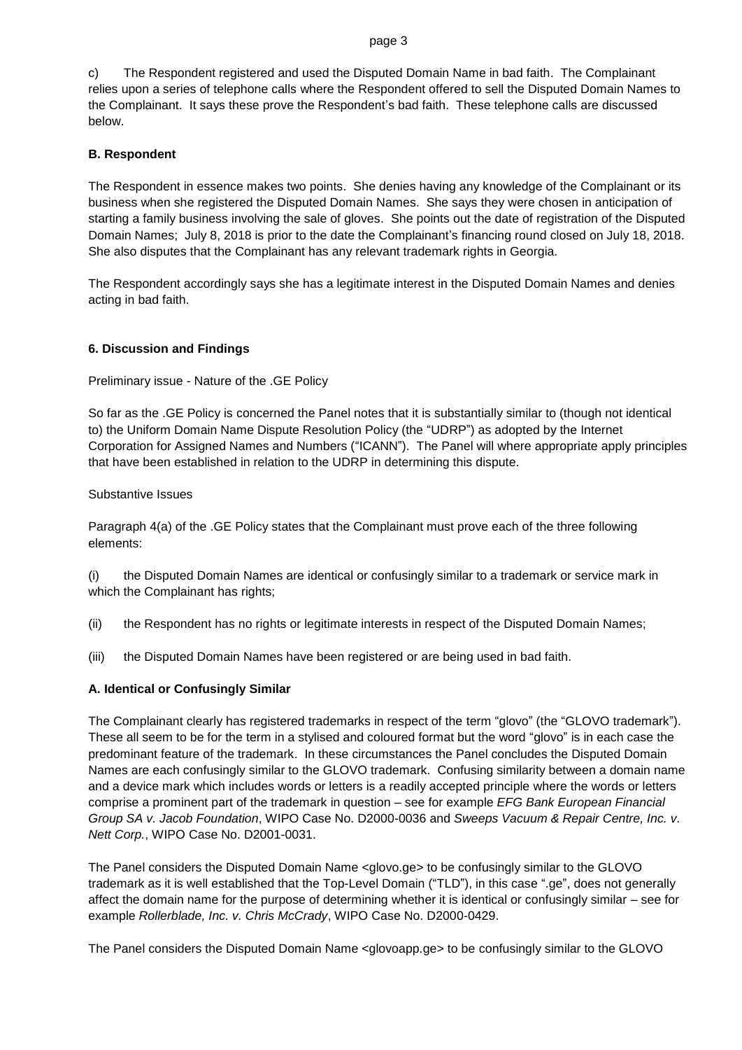c) The Respondent registered and used the Disputed Domain Name in bad faith. The Complainant relies upon a series of telephone calls where the Respondent offered to sell the Disputed Domain Names to the Complainant. It says these prove the Respondent's bad faith. These telephone calls are discussed below.

**B. Respondent**

The Respondent in essence makes two points. She denies having any knowledge of the Complainant or its business when she registered the Disputed Domain Names. She says they were chosen in anticipation of starting a family business involving the sale of gloves. She points out the date of registration of the Disputed Domain Names; July 8, 2018 is prior to the date the Complainant's financing round closed on July 18, 2018. She also disputes that the Complainant has any relevant trademark rights in Georgia.

The Respondent accordingly says she has a legitimate interest in the Disputed Domain Names and denies acting in bad faith.

## 6. Discussion and Findings

Preliminary issue - Nature of the .GE Policy

So far as the .GE Policy is concerned the Panel notes that it is substantially similar to (though not identical to) the Uniform Domain Name Dispute Resolution Policy (the "UDRP") as adopted by the Internet Corporation for Assigned Names and Numbers ("ICANN"). The Panel will where appropriate apply principles that have been established in relation to the UDRP in determining this dispute.

Substantive Issues

Paragraph 4(a) of the .GE Policy states that the Complainant must prove each of the three following elements:

(i) the Disputed Domain Names are identical or confusingly similar to a trademark or service mark in which the Complainant has rights;

(ii) the Respondent has no rights or legitimate interests in respect of the Disputed Domain Names;

(iii) the Disputed Domain Names have been registered or are being used in bad faith.

**A. Identical or Confusingly Similar**

The Complainant clearly has registered trademarks in respect of the term "glovo" (the "GLOVO trademark"). These all seem to be for the term in a stylised and coloured format but the word "glovo" is in each case the predominant feature of the trademark. In these circumstances the Panel concludes the Disputed Domain Names are each confusingly similar to the GLOVO trademark. Confusing similarity between a domain name and a device mark which includes words or letters is a readily accepted principle where the words or letters comprise a prominent part of the trademark in question – see for example *EFG Bank European Financial Group SA v. Jacob Foundation*, WIPO Case No. D2000-0036 and *Sweeps Vacuum & Repair Centre, Inc. v. Nett Corp.*, WIPO Case No. D2001-0031.

The Panel considers the Disputed Domain Name <glovo.ge> to be confusingly similar to the GLOVO trademark as it is well established that the Top-Level Domain ("TLD"), in this case ".ge", does not generally affect the domain name for the purpose of determining whether it is identical or confusingly similar – see for example *Rollerblade, Inc. v. Chris McCrady*, WIPO Case No. D2000-0429.

The Panel considers the Disputed Domain Name <glovoapp.ge> to be confusingly similar to the GLOVO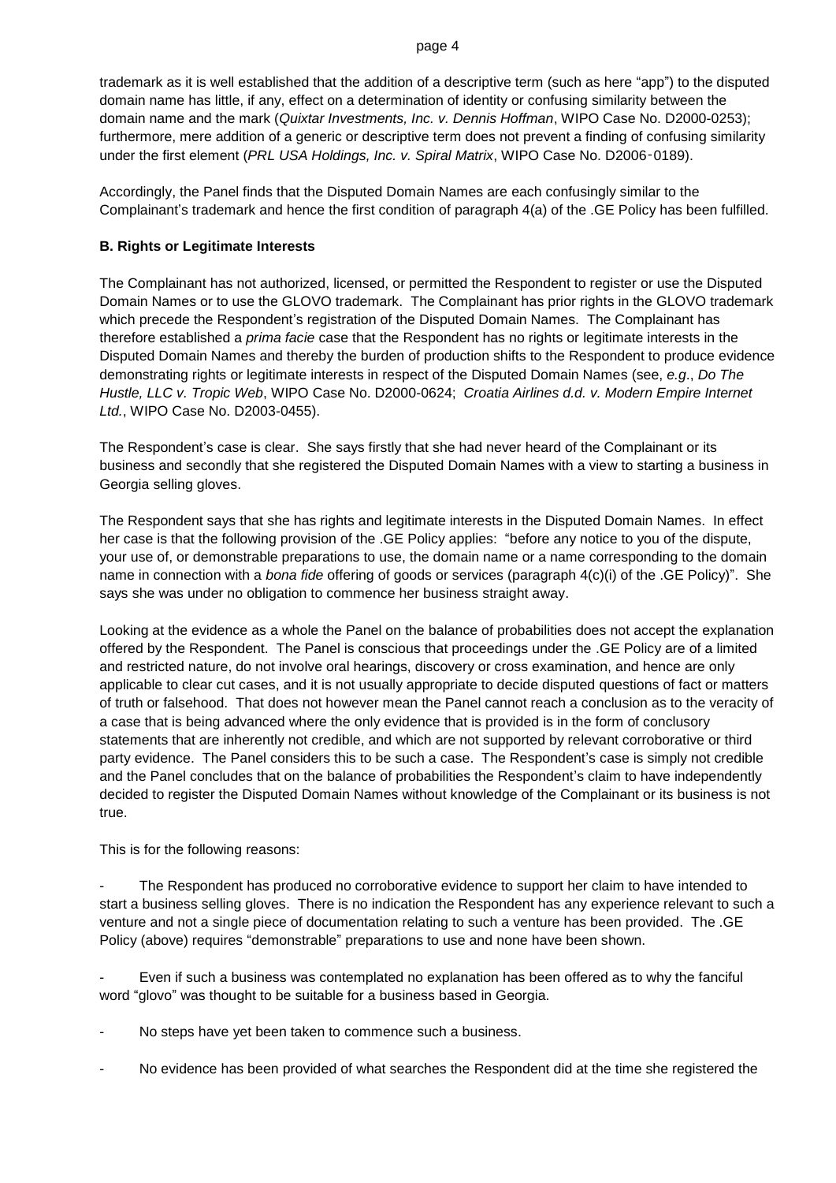trademark as it is well established that the addition of a descriptive term (such as here "app") to the disputed domain name has little, if any, effect on a determination of identity or confusing similarity between the domain name and the mark (*Quixtar Investments, Inc. v. Dennis Hoffman*, WIPO Case No. D2000-0253); furthermore, mere addition of a generic or descriptive term does not prevent a finding of confusing similarity under the first element (*PRL USA Holdings, Inc. v. Spiral Matrix*, WIPO Case No. D2006-0189).

Accordingly, the Panel finds that the Disputed Domain Names are each confusingly similar to the Complainant's trademark and hence the first condition of paragraph 4(a) of the .GE Policy has been fulfilled.

**B. Rights or Legitimate Interests**

The Complainant has not authorized, licensed, or permitted the Respondent to register or use the Disputed Domain Names or to use the GLOVO trademark. The Complainant has prior rights in the GLOVO trademark which precede the Respondent's registration of the Disputed Domain Names. The Complainant has therefore established a *prima facie* case that the Respondent has no rights or legitimate interests in the Disputed Domain Names and thereby the burden of production shifts to the Respondent to produce evidence demonstrating rights or legitimate interests in respect of the Disputed Domain Names (see, *e.g.*, *Do The Hustle, LLC v. Tropic Web*, WIPO Case No. D2000-0624; *Croatia Airlines d.d. v. Modern Empire Internet Ltd.*, WIPO Case No. D2003-0455).

The Respondent's case is clear. She says firstly that she had never heard of the Complainant or its business and secondly that she registered the Disputed Domain Names with a view to starting a business in Georgia selling gloves.

The Respondent says that she has rights and legitimate interests in the Disputed Domain Names. In effect her case is that the following provision of the .GE Policy applies: "before any notice to you of the dispute, your use of, or demonstrable preparations to use, the domain name or a name corresponding to the domain name in connection with a *bona fide* offering of goods or services (paragraph 4(c)(i) of the .GE Policy)". She says she was under no obligation to commence her business straight away.

Looking at the evidence as a whole the Panel on the balance of probabilities does not accept the explanation offered by the Respondent. The Panel is conscious that proceedings under the .GE Policy are of a limited and restricted nature, do not involve oral hearings, discovery or cross examination, and hence are only applicable to clear cut cases, and it is not usually appropriate to decide disputed questions of fact or matters of truth or falsehood. That does not however mean the Panel cannot reach a conclusion as to the veracity of a case that is being advanced where the only evidence that is provided is in the form of conclusory statements that are inherently not credible, and which are not supported by relevant corroborative or third party evidence. The Panel considers this to be such a case. The Respondent's case is simply not credible and the Panel concludes that on the balance of probabilities the Respondent's claim to have independently decided to register the Disputed Domain Names without knowledge of the Complainant or its business is not true.

This is for the following reasons:

- The Respondent has produced no corroborative evidence to support her claim to have intended to start a business selling gloves. There is no indication the Respondent has any experience relevant to such a venture and not a single piece of documentation relating to such a venture has been provided. The .GE Policy (above) requires "demonstrable" preparations to use and none have been shown.

- Even if such a business was contemplated no explanation has been offered as to why the fanciful word "glovo" was thought to be suitable for a business based in Georgia.

- No steps have yet been taken to commence such a business.

- No evidence has been provided of what searches the Respondent did at the time she registered the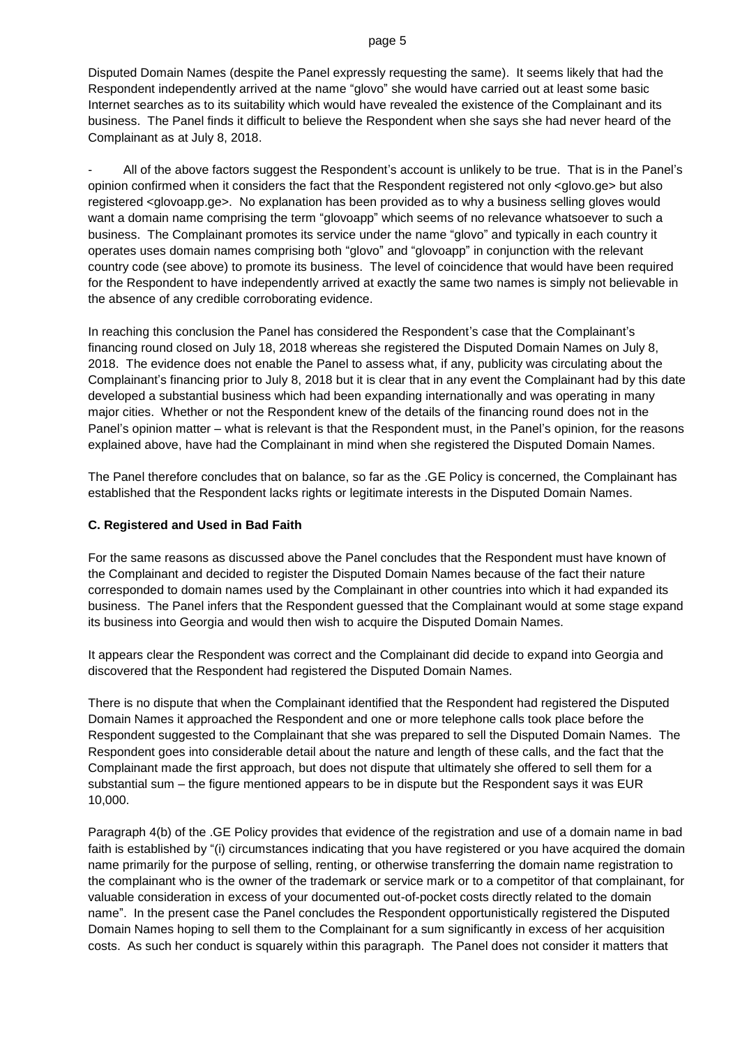Disputed Domain Names (despite the Panel expressly requesting the same). It seems likely that had the Respondent independently arrived at the name "glovo" she would have carried out at least some basic Internet searches as to its suitability which would have revealed the existence of the Complainant and its business. The Panel finds it difficult to believe the Respondent when she says she had never heard of the Complainant as at July 8, 2018.

- All of the above factors suggest the Respondent's account is unlikely to be true. That is in the Panel's opinion confirmed when it considers the fact that the Respondent registered not only <glovo.ge> but also registered <glovoapp.ge>. No explanation has been provided as to why a business selling gloves would want a domain name comprising the term "glovoapp" which seems of no relevance whatsoever to such a business. The Complainant promotes its service under the name "glovo" and typically in each country it operates uses domain names comprising both "glovo" and "glovoapp" in conjunction with the relevant country code (see above) to promote its business. The level of coincidence that would have been required for the Respondent to have independently arrived at exactly the same two names is simply not believable in the absence of any credible corroborating evidence.

In reaching this conclusion the Panel has considered the Respondent's case that the Complainant's financing round closed on July 18, 2018 whereas she registered the Disputed Domain Names on July 8, 2018. The evidence does not enable the Panel to assess what, if any, publicity was circulating about the Complainant's financing prior to July 8, 2018 but it is clear that in any event the Complainant had by this date developed a substantial business which had been expanding internationally and was operating in many major cities. Whether or not the Respondent knew of the details of the financing round does not in the Panel's opinion matter – what is relevant is that the Respondent must, in the Panel's opinion, for the reasons explained above, have had the Complainant in mind when she registered the Disputed Domain Names.

The Panel therefore concludes that on balance, so far as the .GE Policy is concerned, the Complainant has established that the Respondent lacks rights or legitimate interests in the Disputed Domain Names.

**C. Registered and Used in Bad Faith**

For the same reasons as discussed above the Panel concludes that the Respondent must have known of the Complainant and decided to register the Disputed Domain Names because of the fact their nature corresponded to domain names used by the Complainant in other countries into which it had expanded its business. The Panel infers that the Respondent guessed that the Complainant would at some stage expand its business into Georgia and would then wish to acquire the Disputed Domain Names.

It appears clear the Respondent was correct and the Complainant did decide to expand into Georgia and discovered that the Respondent had registered the Disputed Domain Names.

There is no dispute that when the Complainant identified that the Respondent had registered the Disputed Domain Names it approached the Respondent and one or more telephone calls took place before the Respondent suggested to the Complainant that she was prepared to sell the Disputed Domain Names. The Respondent goes into considerable detail about the nature and length of these calls, and the fact that the Complainant made the first approach, but does not dispute that ultimately she offered to sell them for a substantial sum – the figure mentioned appears to be in dispute but the Respondent says it was EUR 10,000.

Paragraph 4(b) of the .GE Policy provides that evidence of the registration and use of a domain name in bad faith is established by "(i) circumstances indicating that you have registered or you have acquired the domain name primarily for the purpose of selling, renting, or otherwise transferring the domain name registration to the complainant who is the owner of the trademark or service mark or to a competitor of that complainant, for valuable consideration in excess of your documented out-of-pocket costs directly related to the domain name". In the present case the Panel concludes the Respondent opportunistically registered the Disputed Domain Names hoping to sell them to the Complainant for a sum significantly in excess of her acquisition costs. As such her conduct is squarely within this paragraph. The Panel does not consider it matters that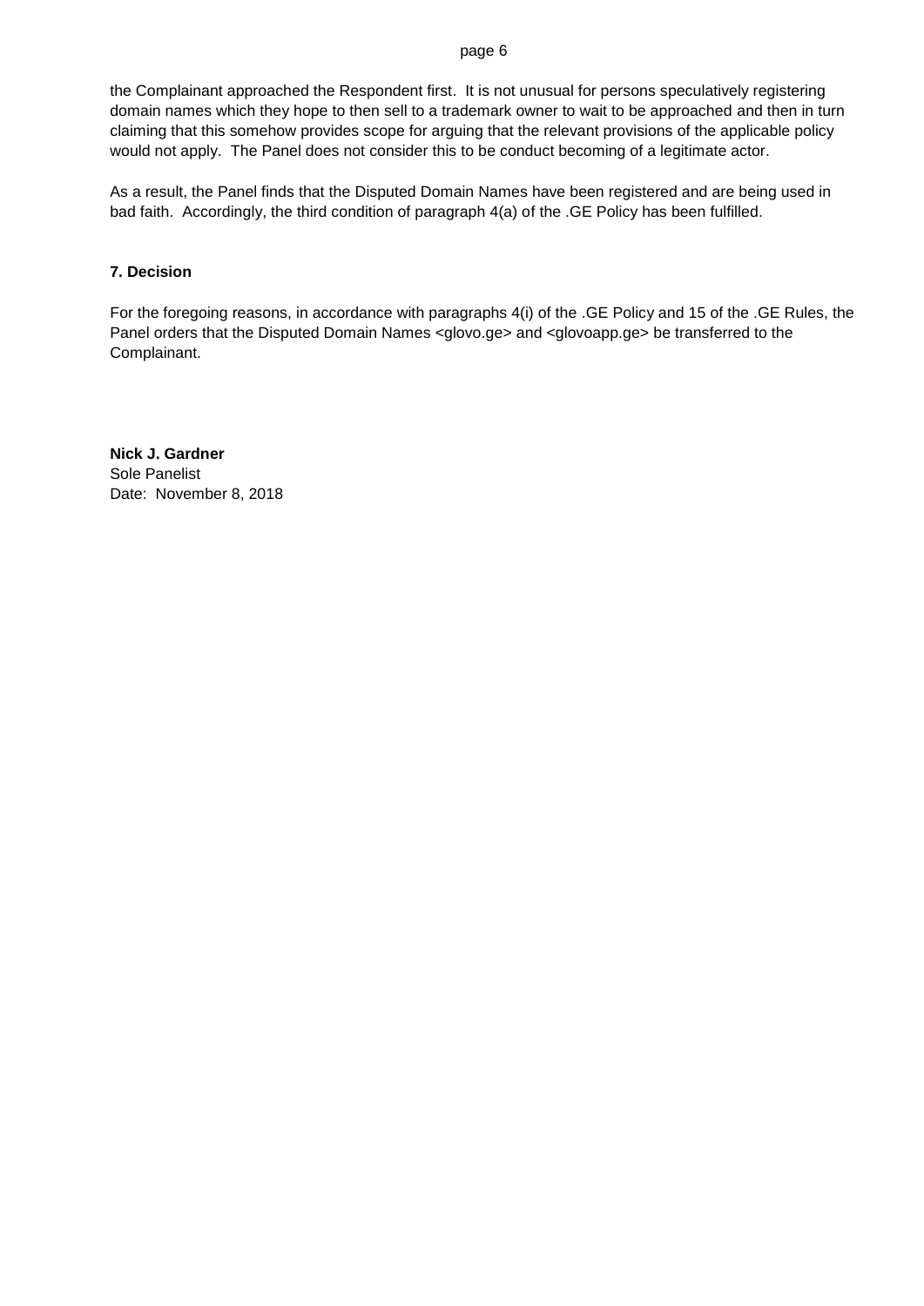the Complainant approached the Respondent first. It is not unusual for persons speculatively registering domain names which they hope to then sell to a trademark owner to wait to be approached and then in turn claiming that this somehow provides scope for arguing that the relevant provisions of the applicable policy would not apply. The Panel does not consider this to be conduct becoming of a legitimate actor.

As a result, the Panel finds that the Disputed Domain Names have been registered and are being used in bad faith. Accordingly, the third condition of paragraph 4(a) of the .GE Policy has been fulfilled.

**7. Decision**

For the foregoing reasons, in accordance with paragraphs 4(i) of the .GE Policy and 15 of the .GE Rules, the Panel orders that the Disputed Domain Names <glovo.ge> and <glovoapp.ge> be transferred to the Complainant.

**Nick J. Gardner**
Sole Panelist
Date: November 8, 2018